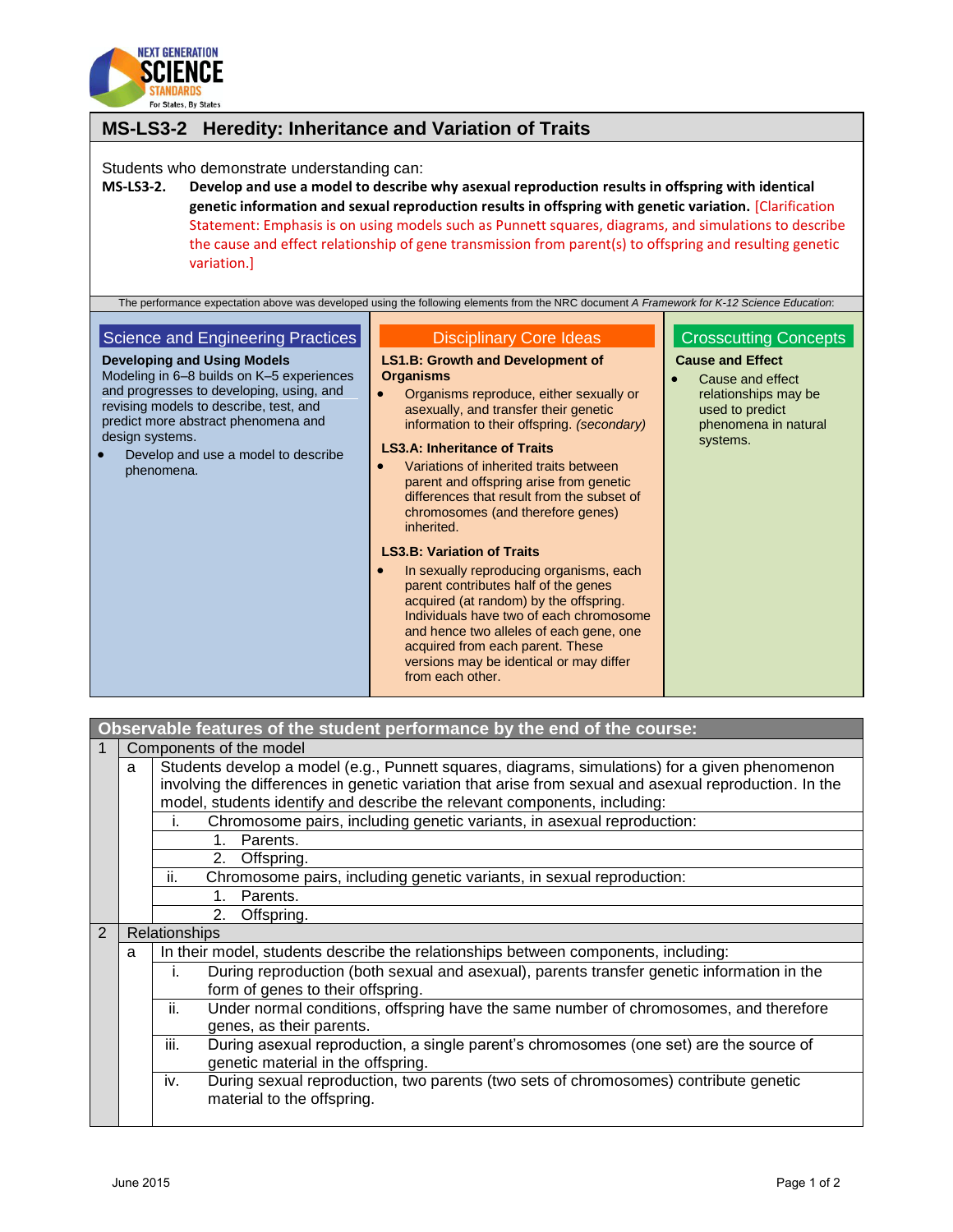# MS-LS3-2 Heredity: Inheritance and Variation of Traits

Students who demonstrate understanding can:

**MS-LS3-2. Develop and use a model to describe why asexual reproduction results in offspring with identical genetic information and sexual reproduction results in offspring with genetic variation.** [Clarification Statement: Emphasis is on using models such as Punnett squares, diagrams, and simulations to describe the cause and effect relationship of gene transmission from parent(s) to offspring and resulting genetic variation.]

The performance expectation above was developed using the following elements from the NRC document *A Framework for K-12 Science Education*:

## Science and Engineering Practices

**Developing and Using Models**

Modeling in 6–8 builds on K–5 experiences and progresses to developing, using, and revising models to describe, test, and predict more abstract phenomena and design systems.

- Develop and use a model to describe phenomena.

## Disciplinary Core Ideas

**LS1.B: Growth and Development of Organisms**

- Organisms reproduce, either sexually or asexually, and transfer their genetic information to their offspring. *(secondary)*

**LS3.A: Inheritance of Traits**

- Variations of inherited traits between parent and offspring arise from genetic differences that result from the subset of chromosomes (and therefore genes) inherited.

**LS3.B: Variation of Traits**

- In sexually reproducing organisms, each parent contributes half of the genes acquired (at random) by the offspring. Individuals have two of each chromosome and hence two alleles of each gene, one acquired from each parent. These versions may be identical or may differ from each other.

## Crosscutting Concepts

**Cause and Effect**

- Cause and effect relationships may be used to predict phenomena in natural systems.

## Observable features of the student performance by the end of the course:

1. Components of the model
   a. Students develop a model (e.g., Punnett squares, diagrams, simulations) for a given phenomenon involving the differences in genetic variation that arise from sexual and asexual reproduction. In the model, students identify and describe the relevant components, including:
      i. Chromosome pairs, including genetic variants, in asexual reproduction:
         1. Parents.
         2. Offspring.
      ii. Chromosome pairs, including genetic variants, in sexual reproduction:
         1. Parents.
         2. Offspring.
2. Relationships
   a. In their model, students describe the relationships between components, including:
      i. During reproduction (both sexual and asexual), parents transfer genetic information in the form of genes to their offspring.
      ii. Under normal conditions, offspring have the same number of chromosomes, and therefore genes, as their parents.
      iii. During asexual reproduction, a single parent's chromosomes (one set) are the source of genetic material in the offspring.
      iv. During sexual reproduction, two parents (two sets of chromosomes) contribute genetic material to the offspring.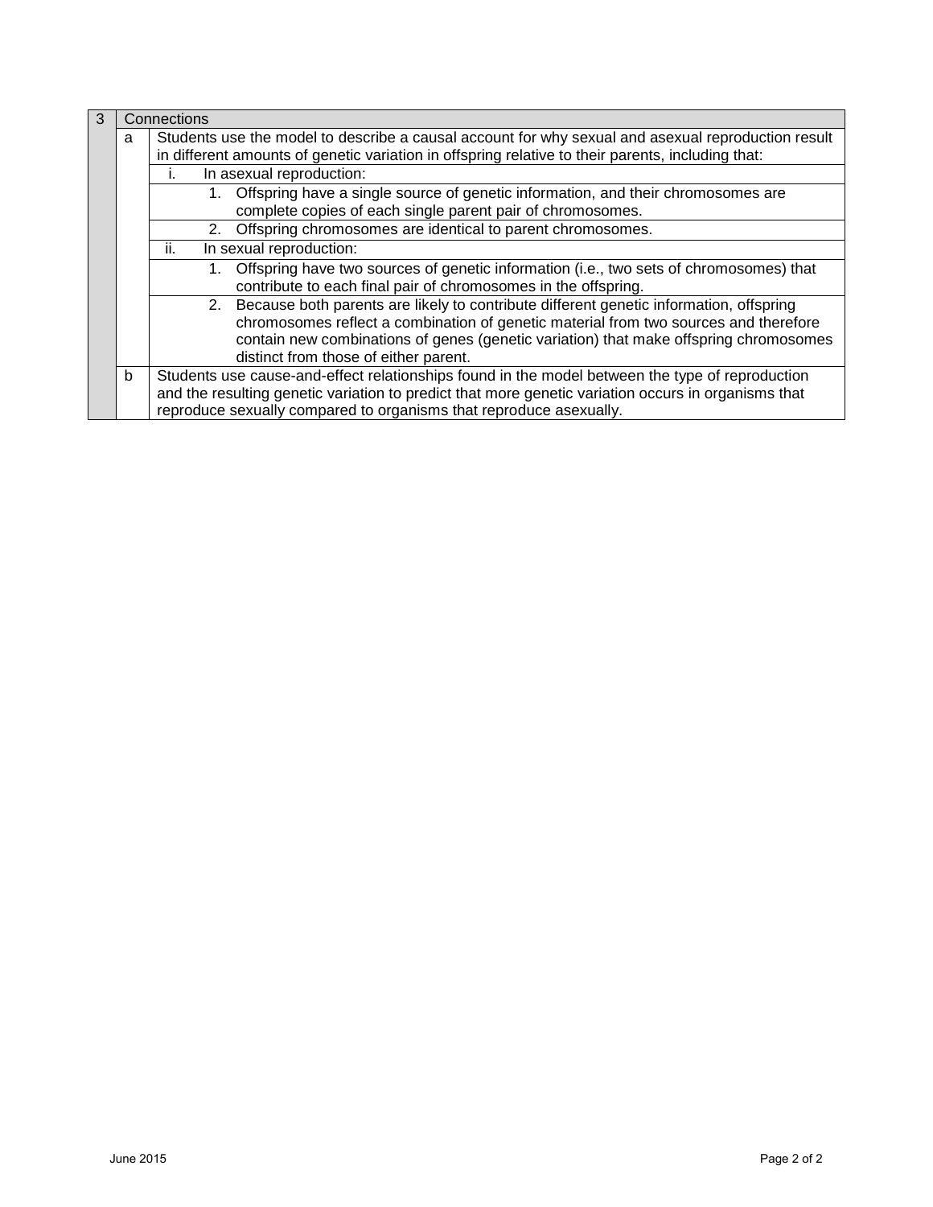| | | |
|---|---|---|
| 3 | Connections | |
| | a | Students use the model to describe a causal account for why sexual and asexual reproduction result in different amounts of genetic variation in offspring relative to their parents, including that: |
| | | i. In asexual reproduction: |
| | | 1. Offspring have a single source of genetic information, and their chromosomes are complete copies of each single parent pair of chromosomes. |
| | | 2. Offspring chromosomes are identical to parent chromosomes. |
| | | ii. In sexual reproduction: |
| | | 1. Offspring have two sources of genetic information (i.e., two sets of chromosomes) that contribute to each final pair of chromosomes in the offspring. |
| | | 2. Because both parents are likely to contribute different genetic information, offspring chromosomes reflect a combination of genetic material from two sources and therefore contain new combinations of genes (genetic variation) that make offspring chromosomes distinct from those of either parent. |
| | b | Students use cause-and-effect relationships found in the model between the type of reproduction and the resulting genetic variation to predict that more genetic variation occurs in organisms that reproduce sexually compared to organisms that reproduce asexually. |

June 2015